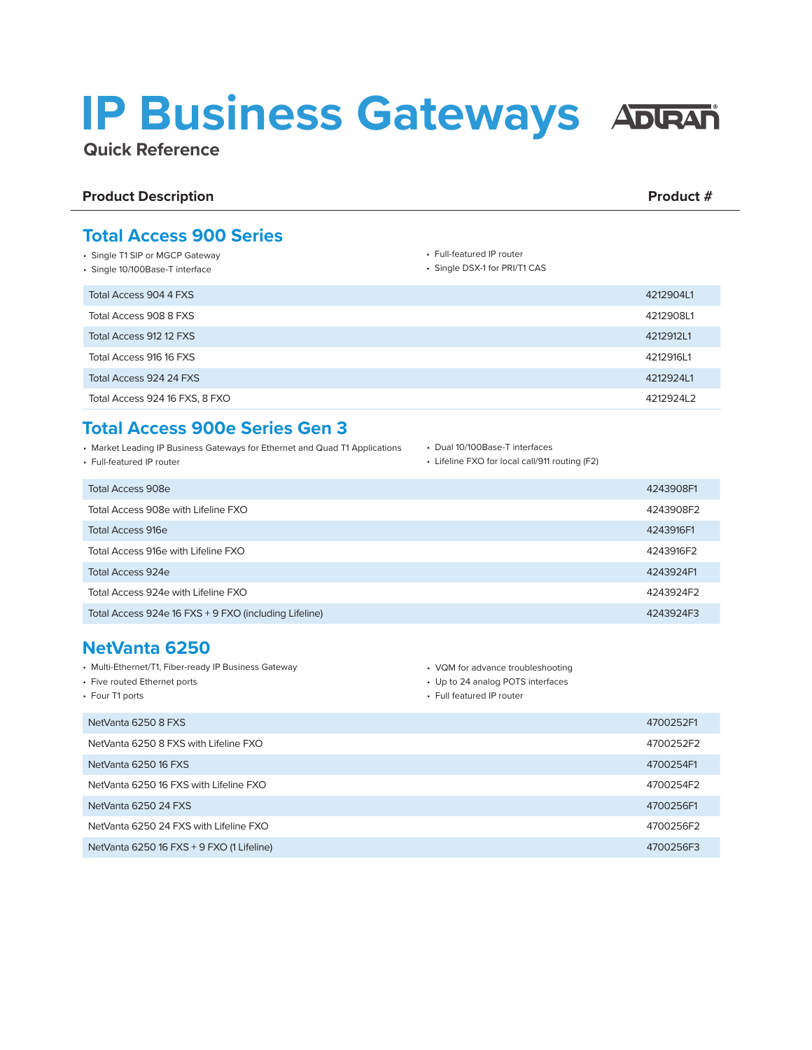# IP Business Gateways

## Quick Reference

| Product Description | Product # |
|---|---|

## Total Access 900 Series

- Single T1 SIP or MGCP Gateway
- Single 10/100Base-T interface
- Full-featured IP router
- Single DSX-1 for PRI/T1 CAS

| Product Description | Product # |
|---|---|
| Total Access 904 4 FXS | 4212904L1 |
| Total Access 908 8 FXS | 4212908L1 |
| Total Access 912 12 FXS | 4212912L1 |
| Total Access 916 16 FXS | 4212916L1 |
| Total Access 924 24 FXS | 4212924L1 |
| Total Access 924 16 FXS, 8 FXO | 4212924L2 |

## Total Access 900e Series Gen 3

- Market Leading IP Business Gateways for Ethernet and Quad T1 Applications
- Full-featured IP router
- Dual 10/100Base-T interfaces
- Lifeline FXO for local call/911 routing (F2)

| Product Description | Product # |
|---|---|
| Total Access 908e | 4243908F1 |
| Total Access 908e with Lifeline FXO | 4243908F2 |
| Total Access 916e | 4243916F1 |
| Total Access 916e with Lifeline FXO | 4243916F2 |
| Total Access 924e | 4243924F1 |
| Total Access 924e with Lifeline FXO | 4243924F2 |
| Total Access 924e 16 FXS + 9 FXO (including Lifeline) | 4243924F3 |

## NetVanta 6250

- Multi-Ethernet/T1, Fiber-ready IP Business Gateway
- Five routed Ethernet ports
- Four T1 ports
- VQM for advance troubleshooting
- Up to 24 analog POTS interfaces
- Full featured IP router

| Product Description | Product # |
|---|---|
| NetVanta 6250 8 FXS | 4700252F1 |
| NetVanta 6250 8 FXS with Lifeline FXO | 4700252F2 |
| NetVanta 6250 16 FXS | 4700254F1 |
| NetVanta 6250 16 FXS with Lifeline FXO | 4700254F2 |
| NetVanta 6250 24 FXS | 4700256F1 |
| NetVanta 6250 24 FXS with Lifeline FXO | 4700256F2 |
| NetVanta 6250 16 FXS + 9 FXO (1 Lifeline) | 4700256F3 |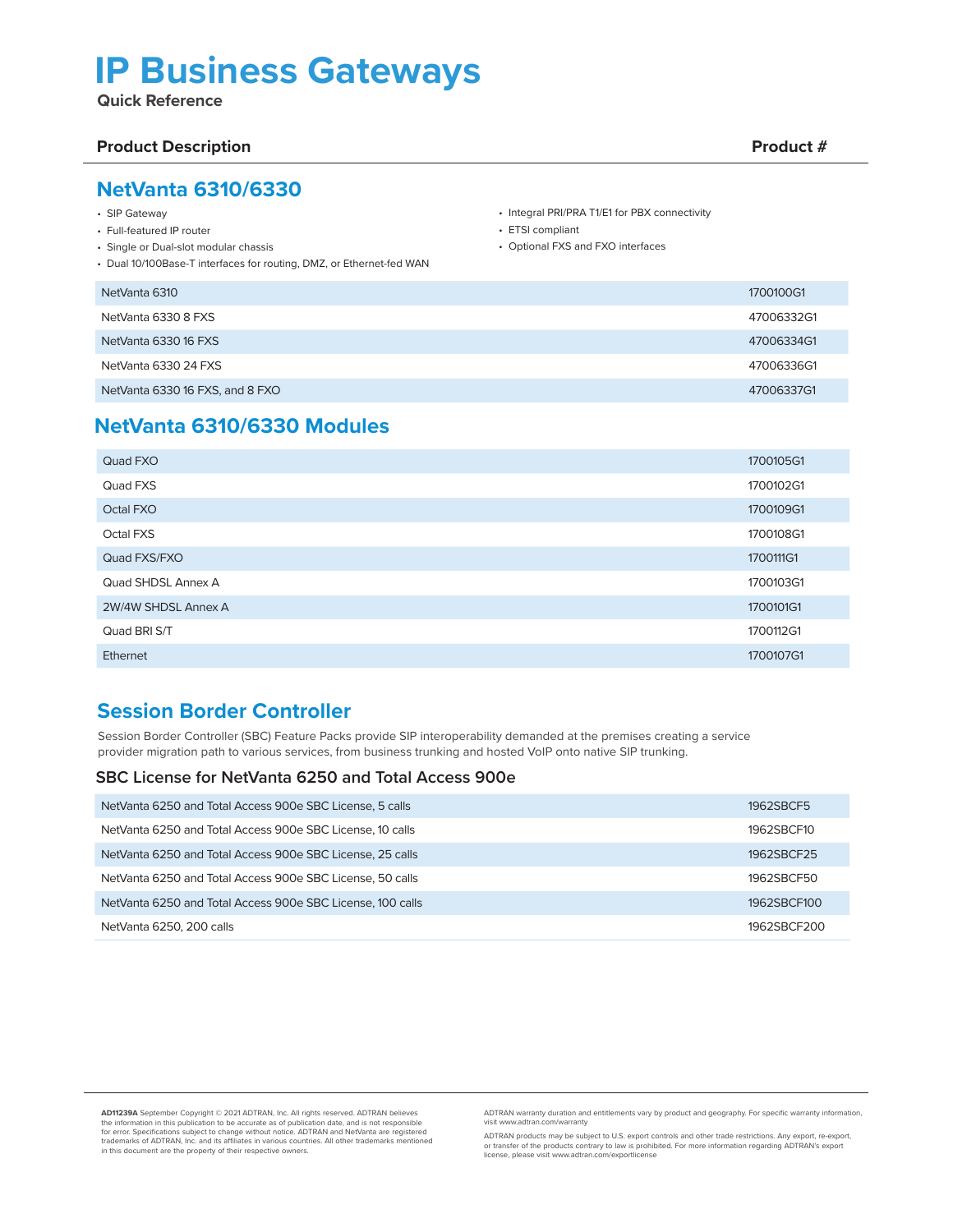# IP Business Gateways

**Quick Reference**

| Product Description | Product # |
|---|---|

## NetVanta 6310/6330

- SIP Gateway
- Full-featured IP router
- Single or Dual-slot modular chassis
- Dual 10/100Base-T interfaces for routing, DMZ, or Ethernet-fed WAN
- Integral PRI/PRA T1/E1 for PBX connectivity
- ETSI compliant
- Optional FXS and FXO interfaces

| | |
|---|---|
| NetVanta 6310 | 1700100G1 |
| NetVanta 6330 8 FXS | 47006332G1 |
| NetVanta 6330 16 FXS | 47006334G1 |
| NetVanta 6330 24 FXS | 47006336G1 |
| NetVanta 6330 16 FXS, and 8 FXO | 47006337G1 |

## NetVanta 6310/6330 Modules

| | |
|---|---|
| Quad FXO | 1700105G1 |
| Quad FXS | 1700102G1 |
| Octal FXO | 1700109G1 |
| Octal FXS | 1700108G1 |
| Quad FXS/FXO | 1700111G1 |
| Quad SHDSL Annex A | 1700103G1 |
| 2W/4W SHDSL Annex A | 1700101G1 |
| Quad BRI S/T | 1700112G1 |
| Ethernet | 1700107G1 |

## Session Border Controller

Session Border Controller (SBC) Feature Packs provide SIP interoperability demanded at the premises creating a service provider migration path to various services, from business trunking and hosted VoIP onto native SIP trunking.

### SBC License for NetVanta 6250 and Total Access 900e

| | |
|---|---|
| NetVanta 6250 and Total Access 900e SBC License, 5 calls | 1962SBCF5 |
| NetVanta 6250 and Total Access 900e SBC License, 10 calls | 1962SBCF10 |
| NetVanta 6250 and Total Access 900e SBC License, 25 calls | 1962SBCF25 |
| NetVanta 6250 and Total Access 900e SBC License, 50 calls | 1962SBCF50 |
| NetVanta 6250 and Total Access 900e SBC License, 100 calls | 1962SBCF100 |
| NetVanta 6250, 200 calls | 1962SBCF200 |

**AD11239A** September Copyright © 2021 ADTRAN, Inc. All rights reserved. ADTRAN believes the information in this publication to be accurate as of publication date, and is not responsible for error. Specifications subject to change without notice. ADTRAN and NetVanta are registered trademarks of ADTRAN, Inc. and its affiliates in various countries. All other trademarks mentioned in this document are the property of their respective owners.

ADTRAN warranty duration and entitlements vary by product and geography. For specific warranty information, visit www.adtran.com/warranty

ADTRAN products may be subject to U.S. export controls and other trade restrictions. Any export, re-export, or transfer of the products contrary to law is prohibited. For more information regarding ADTRAN's export license, please visit www.adtran.com/exportlicense